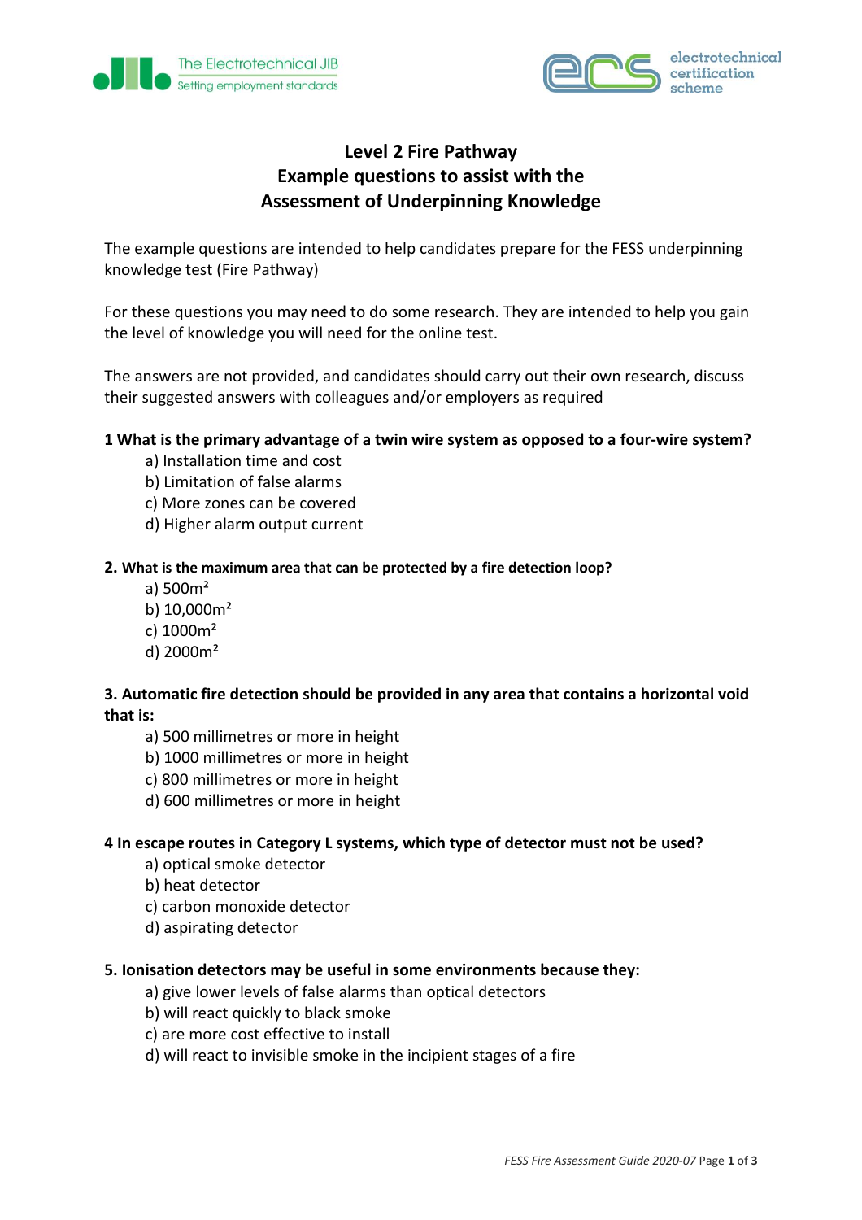# Level 2 Fire Pathway
# Example questions to assist with the Assessment of Underpinning Knowledge

The example questions are intended to help candidates prepare for the FESS underpinning knowledge test (Fire Pathway)

For these questions you may need to do some research. They are intended to help you gain the level of knowledge you will need for the online test.

The answers are not provided, and candidates should carry out their own research, discuss their suggested answers with colleagues and/or employers as required

**1 What is the primary advantage of a twin wire system as opposed to a four-wire system?**

- a) Installation time and cost
- b) Limitation of false alarms
- c) More zones can be covered
- d) Higher alarm output current

**2. What is the maximum area that can be protected by a fire detection loop?**

- a) 500m²
- b) 10,000m²
- c) 1000m²
- d) 2000m²

**3. Automatic fire detection should be provided in any area that contains a horizontal void that is:**

- a) 500 millimetres or more in height
- b) 1000 millimetres or more in height
- c) 800 millimetres or more in height
- d) 600 millimetres or more in height

**4 In escape routes in Category L systems, which type of detector must not be used?**

- a) optical smoke detector
- b) heat detector
- c) carbon monoxide detector
- d) aspirating detector

**5. Ionisation detectors may be useful in some environments because they:**

- a) give lower levels of false alarms than optical detectors
- b) will react quickly to black smoke
- c) are more cost effective to install
- d) will react to invisible smoke in the incipient stages of a fire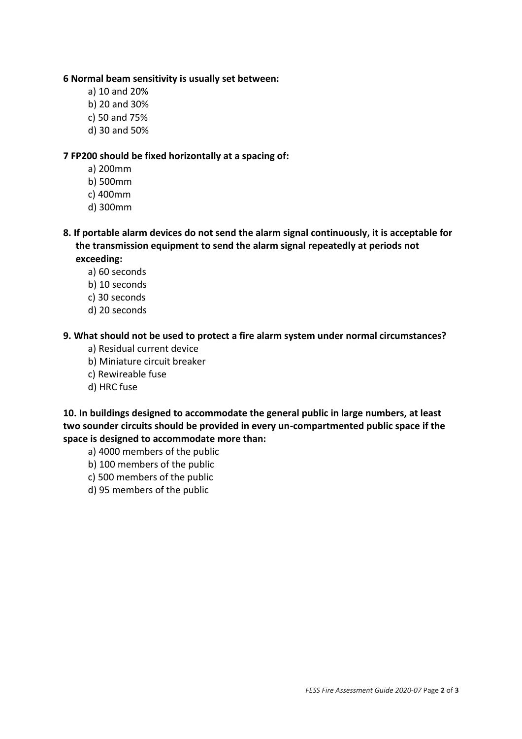**6 Normal beam sensitivity is usually set between:**

a) 10 and 20%
b) 20 and 30%
c) 50 and 75%
d) 30 and 50%

**7 FP200 should be fixed horizontally at a spacing of:**

a) 200mm
b) 500mm
c) 400mm
d) 300mm

**8. If portable alarm devices do not send the alarm signal continuously, it is acceptable for the transmission equipment to send the alarm signal repeatedly at periods not exceeding:**

a) 60 seconds
b) 10 seconds
c) 30 seconds
d) 20 seconds

**9. What should not be used to protect a fire alarm system under normal circumstances?**

a) Residual current device
b) Miniature circuit breaker
c) Rewireable fuse
d) HRC fuse

**10. In buildings designed to accommodate the general public in large numbers, at least two sounder circuits should be provided in every un-compartmented public space if the space is designed to accommodate more than:**

a) 4000 members of the public
b) 100 members of the public
c) 500 members of the public
d) 95 members of the public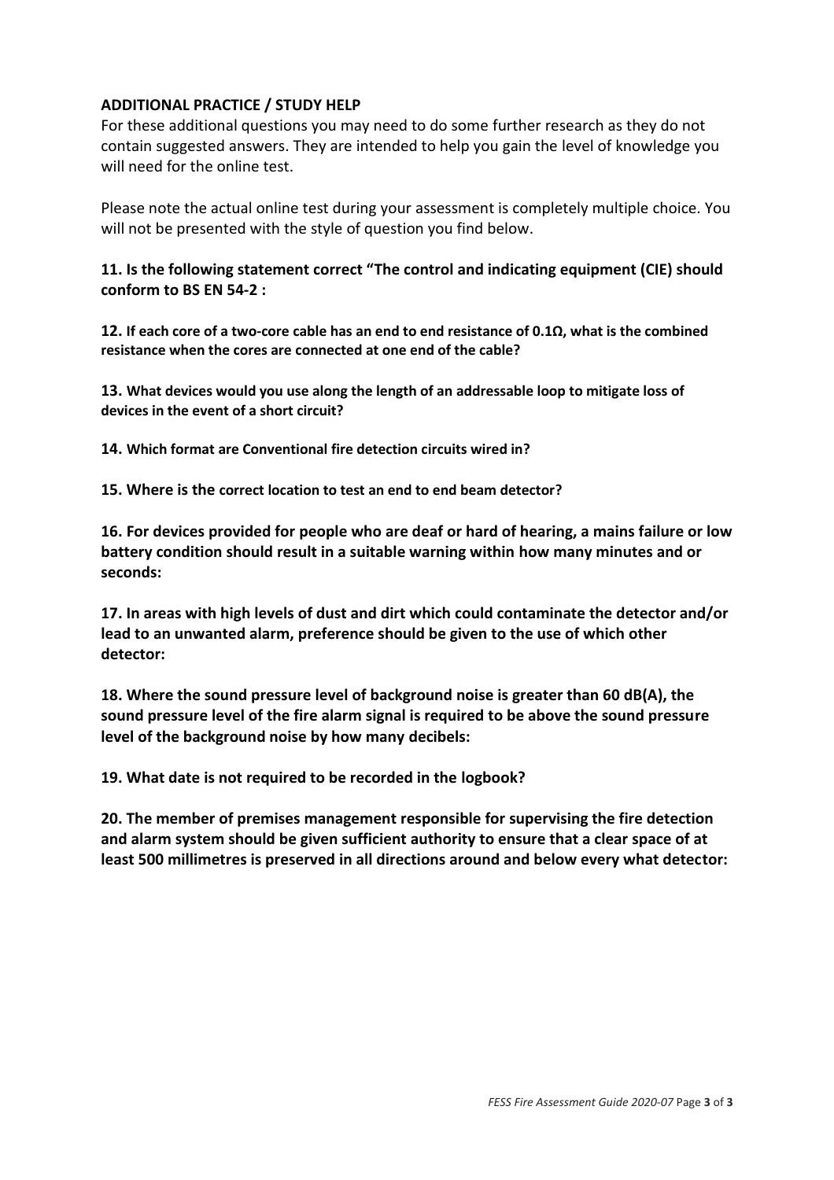**ADDITIONAL PRACTICE / STUDY HELP**

For these additional questions you may need to do some further research as they do not contain suggested answers. They are intended to help you gain the level of knowledge you will need for the online test.

Please note the actual online test during your assessment is completely multiple choice. You will not be presented with the style of question you find below.

**11. Is the following statement correct "The control and indicating equipment (CIE) should conform to BS EN 54-2 :**

**12. If each core of a two-core cable has an end to end resistance of 0.1Ω, what is the combined resistance when the cores are connected at one end of the cable?**

**13. What devices would you use along the length of an addressable loop to mitigate loss of devices in the event of a short circuit?**

**14. Which format are Conventional fire detection circuits wired in?**

**15. Where is the correct location to test an end to end beam detector?**

**16. For devices provided for people who are deaf or hard of hearing, a mains failure or low battery condition should result in a suitable warning within how many minutes and or seconds:**

**17. In areas with high levels of dust and dirt which could contaminate the detector and/or lead to an unwanted alarm, preference should be given to the use of which other detector:**

**18. Where the sound pressure level of background noise is greater than 60 dB(A), the sound pressure level of the fire alarm signal is required to be above the sound pressure level of the background noise by how many decibels:**

**19. What date is not required to be recorded in the logbook?**

**20. The member of premises management responsible for supervising the fire detection and alarm system should be given sufficient authority to ensure that a clear space of at least 500 millimetres is preserved in all directions around and below every what detector:**

*FESS Fire Assessment Guide 2020-07*